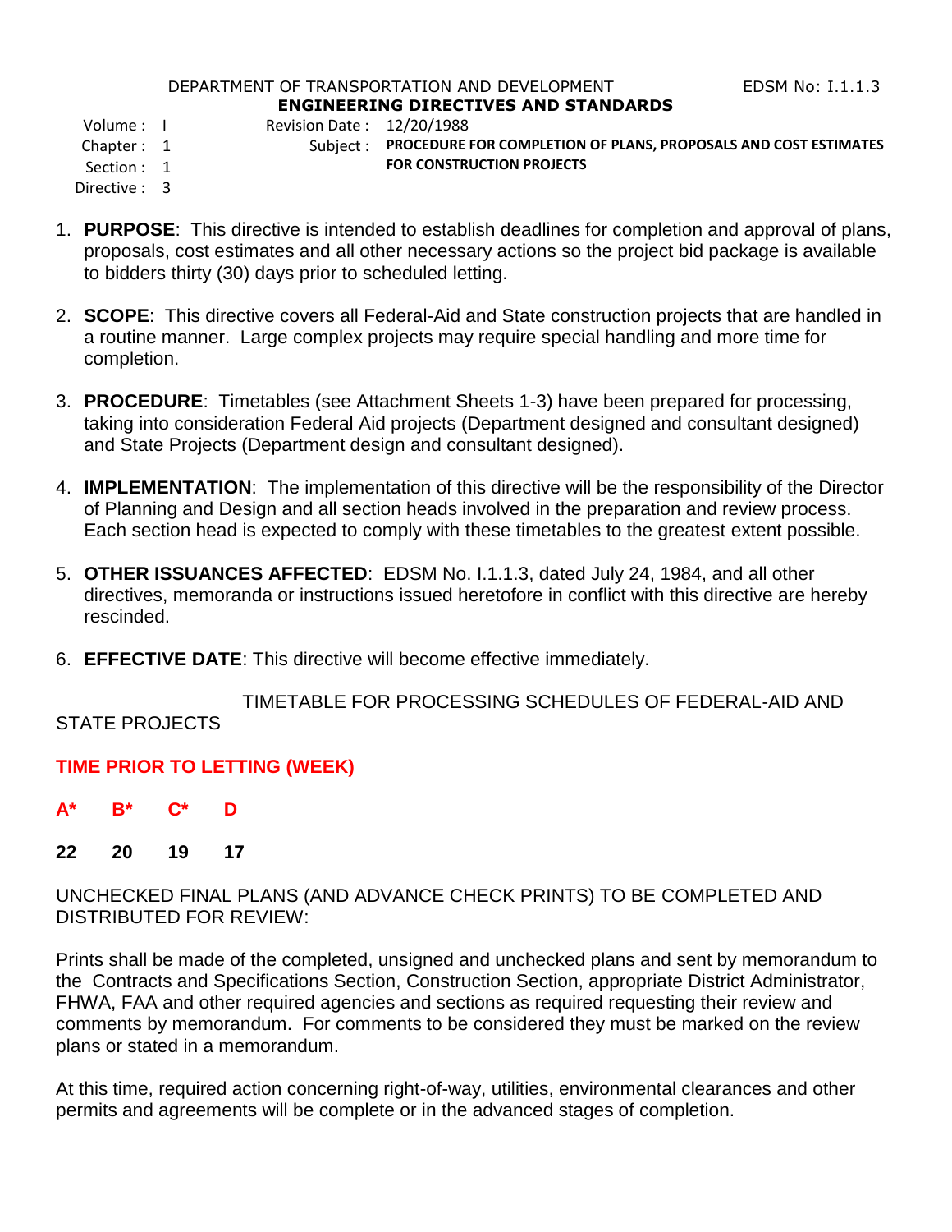DEPARTMENT OF TRANSPORTATION AND DEVELOPMENT EDSM No: I.1.1.3

**ENGINEERING DIRECTIVES AND STANDARDS**

Volume : I
Chapter : 1
Section : 1
Directive : 3

Revision Date : 12/20/1988

Subject : **PROCEDURE FOR COMPLETION OF PLANS, PROPOSALS AND COST ESTIMATES FOR CONSTRUCTION PROJECTS**

1. **PURPOSE**: This directive is intended to establish deadlines for completion and approval of plans, proposals, cost estimates and all other necessary actions so the project bid package is available to bidders thirty (30) days prior to scheduled letting.

2. **SCOPE**: This directive covers all Federal-Aid and State construction projects that are handled in a routine manner. Large complex projects may require special handling and more time for completion.

3. **PROCEDURE**: Timetables (see Attachment Sheets 1-3) have been prepared for processing, taking into consideration Federal Aid projects (Department designed and consultant designed) and State Projects (Department design and consultant designed).

4. **IMPLEMENTATION**: The implementation of this directive will be the responsibility of the Director of Planning and Design and all section heads involved in the preparation and review process. Each section head is expected to comply with these timetables to the greatest extent possible.

5. **OTHER ISSUANCES AFFECTED**: EDSM No. I.1.1.3, dated July 24, 1984, and all other directives, memoranda or instructions issued heretofore in conflict with this directive are hereby rescinded.

6. **EFFECTIVE DATE**: This directive will become effective immediately.

TIMETABLE FOR PROCESSING SCHEDULES OF FEDERAL-AID AND STATE PROJECTS

**TIME PRIOR TO LETTING (WEEK)**

| **A*** | **B*** | **C*** | **D** |
|---|---|---|---|
| **22** | **20** | **19** | **17** |

UNCHECKED FINAL PLANS (AND ADVANCE CHECK PRINTS) TO BE COMPLETED AND DISTRIBUTED FOR REVIEW:

Prints shall be made of the completed, unsigned and unchecked plans and sent by memorandum to the Contracts and Specifications Section, Construction Section, appropriate District Administrator, FHWA, FAA and other required agencies and sections as required requesting their review and comments by memorandum. For comments to be considered they must be marked on the review plans or stated in a memorandum.

At this time, required action concerning right-of-way, utilities, environmental clearances and other permits and agreements will be complete or in the advanced stages of completion.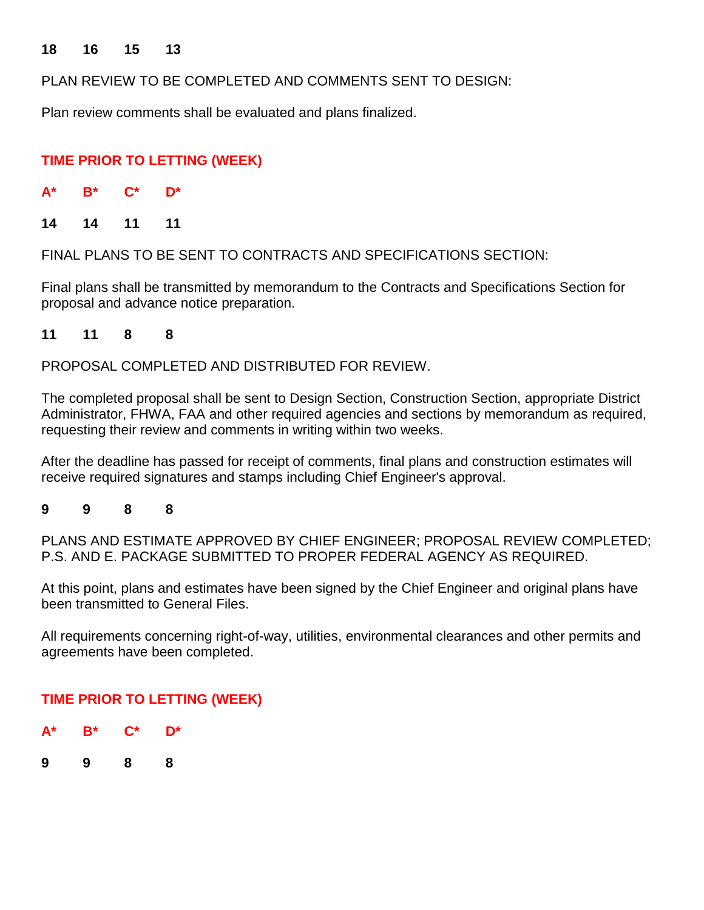**18 16 15 13**

PLAN REVIEW TO BE COMPLETED AND COMMENTS SENT TO DESIGN:

Plan review comments shall be evaluated and plans finalized.

**TIME PRIOR TO LETTING (WEEK)**

| A* | B* | C* | D* |
|---|---|---|---|
| 14 | 14 | 11 | 11 |

FINAL PLANS TO BE SENT TO CONTRACTS AND SPECIFICATIONS SECTION:

Final plans shall be transmitted by memorandum to the Contracts and Specifications Section for proposal and advance notice preparation.

**11 11 8 8**

PROPOSAL COMPLETED AND DISTRIBUTED FOR REVIEW.

The completed proposal shall be sent to Design Section, Construction Section, appropriate District Administrator, FHWA, FAA and other required agencies and sections by memorandum as required, requesting their review and comments in writing within two weeks.

After the deadline has passed for receipt of comments, final plans and construction estimates will receive required signatures and stamps including Chief Engineer's approval.

**9 9 8 8**

PLANS AND ESTIMATE APPROVED BY CHIEF ENGINEER; PROPOSAL REVIEW COMPLETED; P.S. AND E. PACKAGE SUBMITTED TO PROPER FEDERAL AGENCY AS REQUIRED.

At this point, plans and estimates have been signed by the Chief Engineer and original plans have been transmitted to General Files.

All requirements concerning right-of-way, utilities, environmental clearances and other permits and agreements have been completed.

**TIME PRIOR TO LETTING (WEEK)**

| A* | B* | C* | D* |
|---|---|---|---|
| 9 | 9 | 8 | 8 |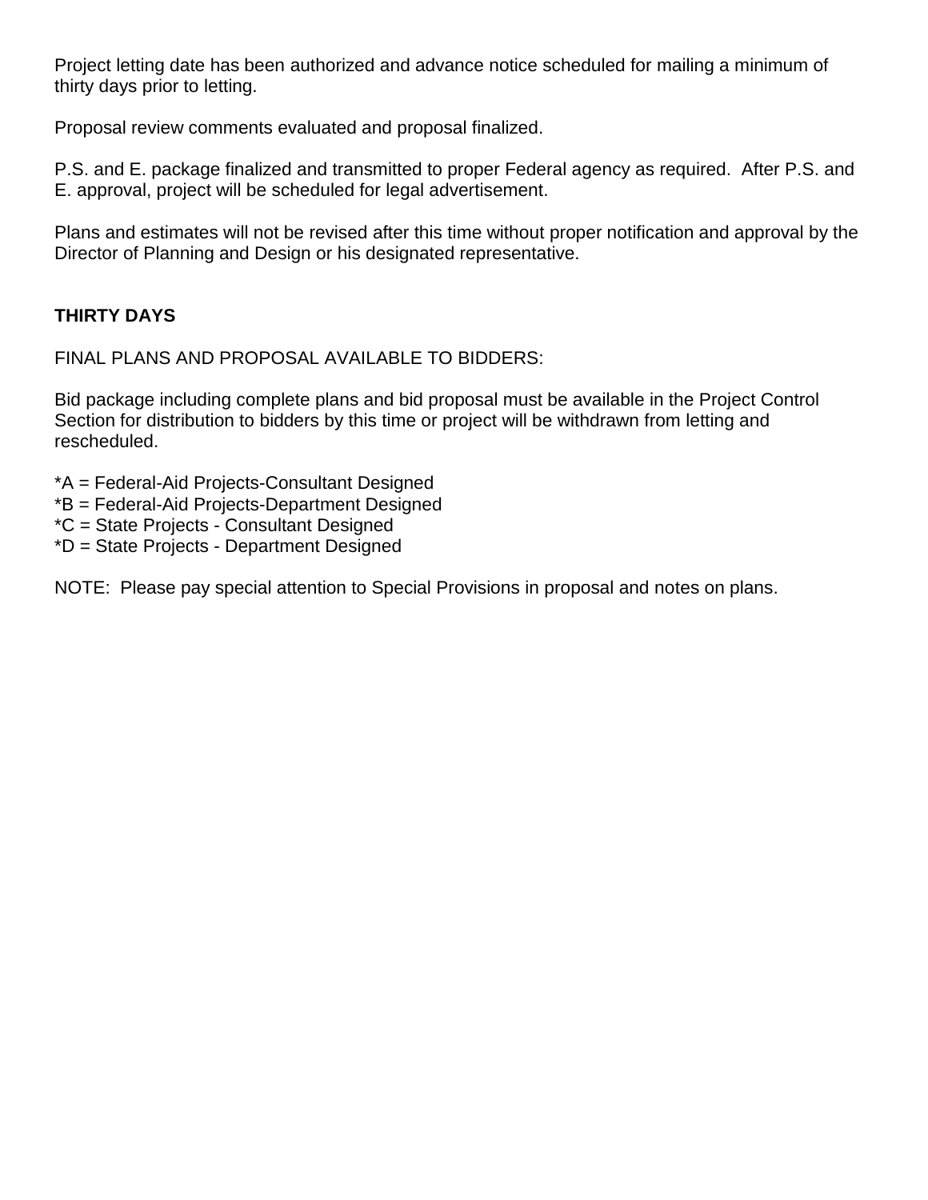Project letting date has been authorized and advance notice scheduled for mailing a minimum of thirty days prior to letting.

Proposal review comments evaluated and proposal finalized.

P.S. and E. package finalized and transmitted to proper Federal agency as required. After P.S. and E. approval, project will be scheduled for legal advertisement.

Plans and estimates will not be revised after this time without proper notification and approval by the Director of Planning and Design or his designated representative.

**THIRTY DAYS**

FINAL PLANS AND PROPOSAL AVAILABLE TO BIDDERS:

Bid package including complete plans and bid proposal must be available in the Project Control Section for distribution to bidders by this time or project will be withdrawn from letting and rescheduled.

*A = Federal-Aid Projects-Consultant Designed
*B = Federal-Aid Projects-Department Designed
*C = State Projects - Consultant Designed
*D = State Projects - Department Designed

NOTE: Please pay special attention to Special Provisions in proposal and notes on plans.